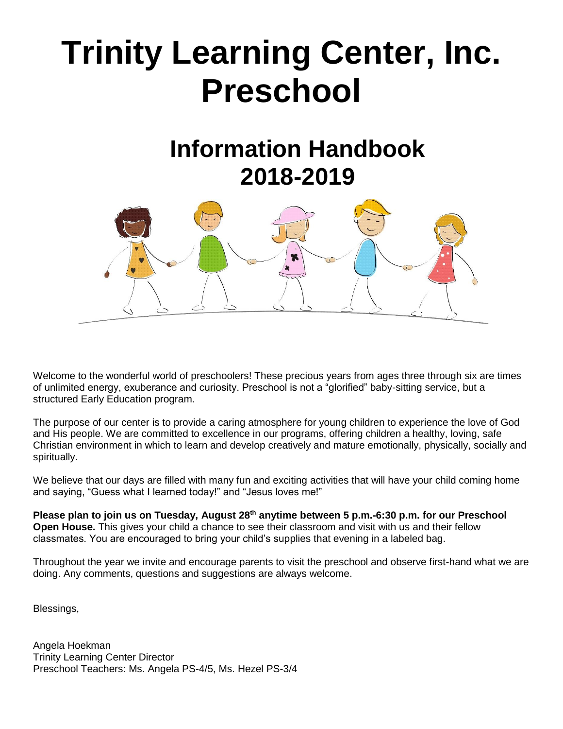# Trinity Learning Center, Inc. Preschool

## Information Handbook 2018-2019

Welcome to the wonderful world of preschoolers! These precious years from ages three through six are times of unlimited energy, exuberance and curiosity. Preschool is not a "glorified" baby-sitting service, but a structured Early Education program.

The purpose of our center is to provide a caring atmosphere for young children to experience the love of God and His people. We are committed to excellence in our programs, offering children a healthy, loving, safe Christian environment in which to learn and develop creatively and mature emotionally, physically, socially and spiritually.

We believe that our days are filled with many fun and exciting activities that will have your child coming home and saying, "Guess what I learned today!" and "Jesus loves me!"

**Please plan to join us on Tuesday, August 28th anytime between 5 p.m.-6:30 p.m. for our Preschool Open House.** This gives your child a chance to see their classroom and visit with us and their fellow classmates. You are encouraged to bring your child's supplies that evening in a labeled bag.

Throughout the year we invite and encourage parents to visit the preschool and observe first-hand what we are doing. Any comments, questions and suggestions are always welcome.

Blessings,

Angela Hoekman
Trinity Learning Center Director
Preschool Teachers: Ms. Angela PS-4/5, Ms. Hezel PS-3/4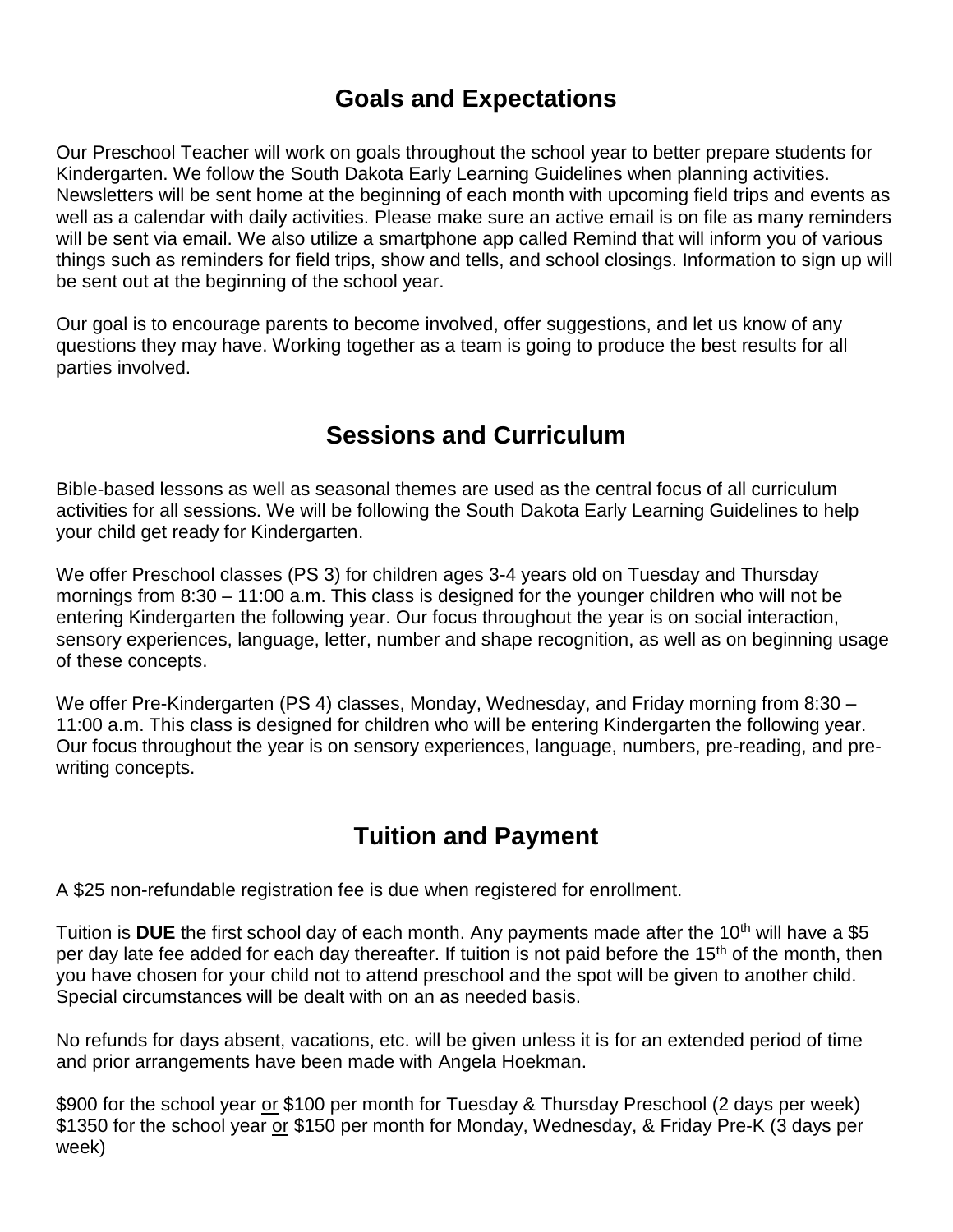## Goals and Expectations

Our Preschool Teacher will work on goals throughout the school year to better prepare students for Kindergarten. We follow the South Dakota Early Learning Guidelines when planning activities. Newsletters will be sent home at the beginning of each month with upcoming field trips and events as well as a calendar with daily activities. Please make sure an active email is on file as many reminders will be sent via email. We also utilize a smartphone app called Remind that will inform you of various things such as reminders for field trips, show and tells, and school closings. Information to sign up will be sent out at the beginning of the school year.

Our goal is to encourage parents to become involved, offer suggestions, and let us know of any questions they may have. Working together as a team is going to produce the best results for all parties involved.

## Sessions and Curriculum

Bible-based lessons as well as seasonal themes are used as the central focus of all curriculum activities for all sessions. We will be following the South Dakota Early Learning Guidelines to help your child get ready for Kindergarten.

We offer Preschool classes (PS 3) for children ages 3-4 years old on Tuesday and Thursday mornings from 8:30 – 11:00 a.m. This class is designed for the younger children who will not be entering Kindergarten the following year. Our focus throughout the year is on social interaction, sensory experiences, language, letter, number and shape recognition, as well as on beginning usage of these concepts.

We offer Pre-Kindergarten (PS 4) classes, Monday, Wednesday, and Friday morning from 8:30 – 11:00 a.m. This class is designed for children who will be entering Kindergarten the following year. Our focus throughout the year is on sensory experiences, language, numbers, pre-reading, and pre-writing concepts.

## Tuition and Payment

A $25 non-refundable registration fee is due when registered for enrollment.

Tuition is **DUE** the first school day of each month. Any payments made after the 10th will have a $5 per day late fee added for each day thereafter. If tuition is not paid before the 15th of the month, then you have chosen for your child not to attend preschool and the spot will be given to another child. Special circumstances will be dealt with on an as needed basis.

No refunds for days absent, vacations, etc. will be given unless it is for an extended period of time and prior arrangements have been made with Angela Hoekman.

$900 for the school year or $100 per month for Tuesday & Thursday Preschool (2 days per week)
$1350 for the school year or $150 per month for Monday, Wednesday, & Friday Pre-K (3 days per week)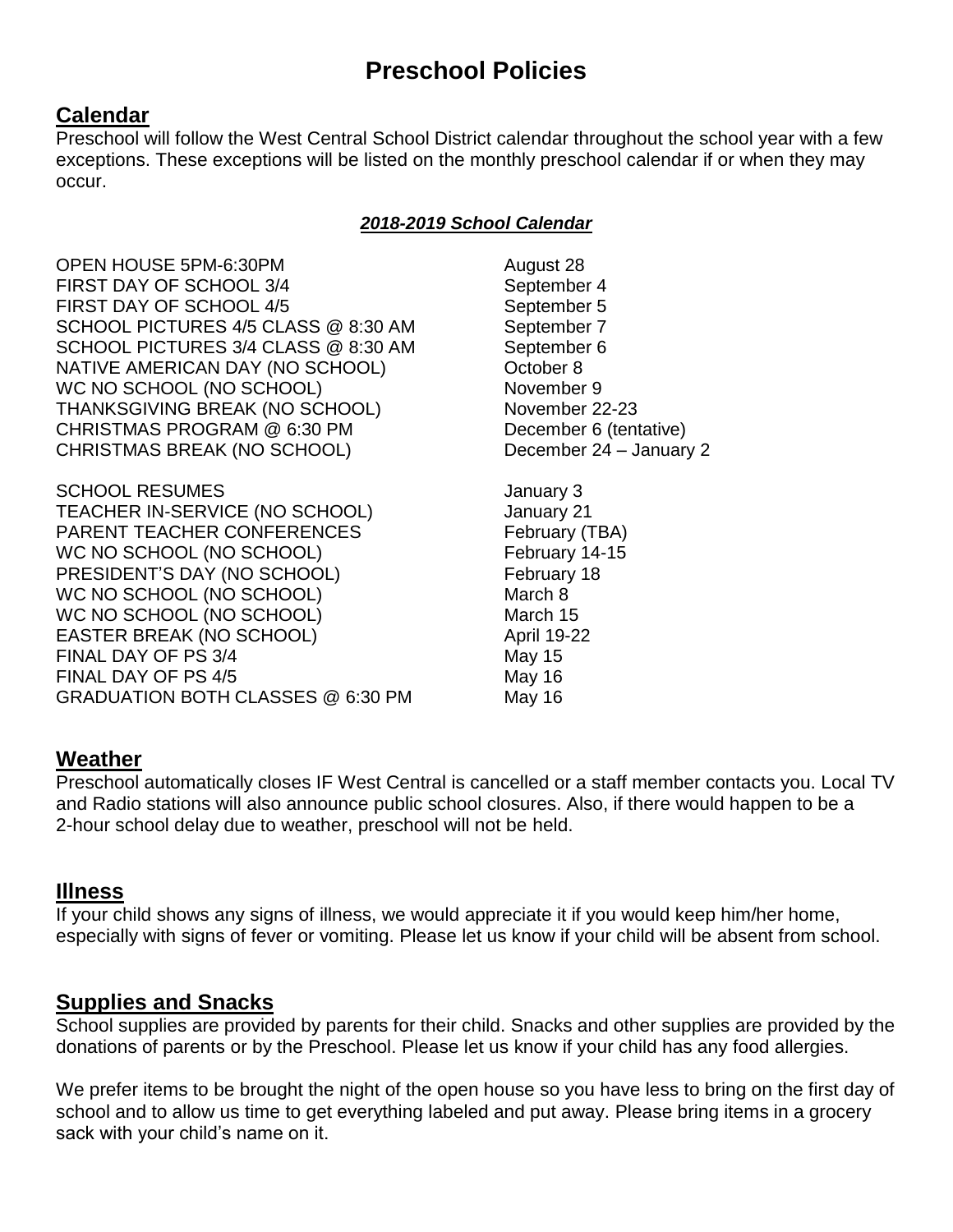# Preschool Policies

## Calendar

Preschool will follow the West Central School District calendar throughout the school year with a few exceptions. These exceptions will be listed on the monthly preschool calendar if or when they may occur.

***2018-2019 School Calendar***

| | |
|---|---|
| OPEN HOUSE 5PM-6:30PM | August 28 |
| FIRST DAY OF SCHOOL 3/4 | September 4 |
| FIRST DAY OF SCHOOL 4/5 | September 5 |
| SCHOOL PICTURES 4/5 CLASS @ 8:30 AM | September 7 |
| SCHOOL PICTURES 3/4 CLASS @ 8:30 AM | September 6 |
| NATIVE AMERICAN DAY (NO SCHOOL) | October 8 |
| WC NO SCHOOL (NO SCHOOL) | November 9 |
| THANKSGIVING BREAK (NO SCHOOL) | November 22-23 |
| CHRISTMAS PROGRAM @ 6:30 PM | December 6 (tentative) |
| CHRISTMAS BREAK (NO SCHOOL) | December 24 – January 2 |
| SCHOOL RESUMES | January 3 |
| TEACHER IN-SERVICE (NO SCHOOL) | January 21 |
| PARENT TEACHER CONFERENCES | February (TBA) |
| WC NO SCHOOL (NO SCHOOL) | February 14-15 |
| PRESIDENT'S DAY (NO SCHOOL) | February 18 |
| WC NO SCHOOL (NO SCHOOL) | March 8 |
| WC NO SCHOOL (NO SCHOOL) | March 15 |
| EASTER BREAK (NO SCHOOL) | April 19-22 |
| FINAL DAY OF PS 3/4 | May 15 |
| FINAL DAY OF PS 4/5 | May 16 |
| GRADUATION BOTH CLASSES @ 6:30 PM | May 16 |

## Weather

Preschool automatically closes IF West Central is cancelled or a staff member contacts you. Local TV and Radio stations will also announce public school closures. Also, if there would happen to be a 2-hour school delay due to weather, preschool will not be held.

## Illness

If your child shows any signs of illness, we would appreciate it if you would keep him/her home, especially with signs of fever or vomiting. Please let us know if your child will be absent from school.

## Supplies and Snacks

School supplies are provided by parents for their child. Snacks and other supplies are provided by the donations of parents or by the Preschool. Please let us know if your child has any food allergies.

We prefer items to be brought the night of the open house so you have less to bring on the first day of school and to allow us time to get everything labeled and put away. Please bring items in a grocery sack with your child's name on it.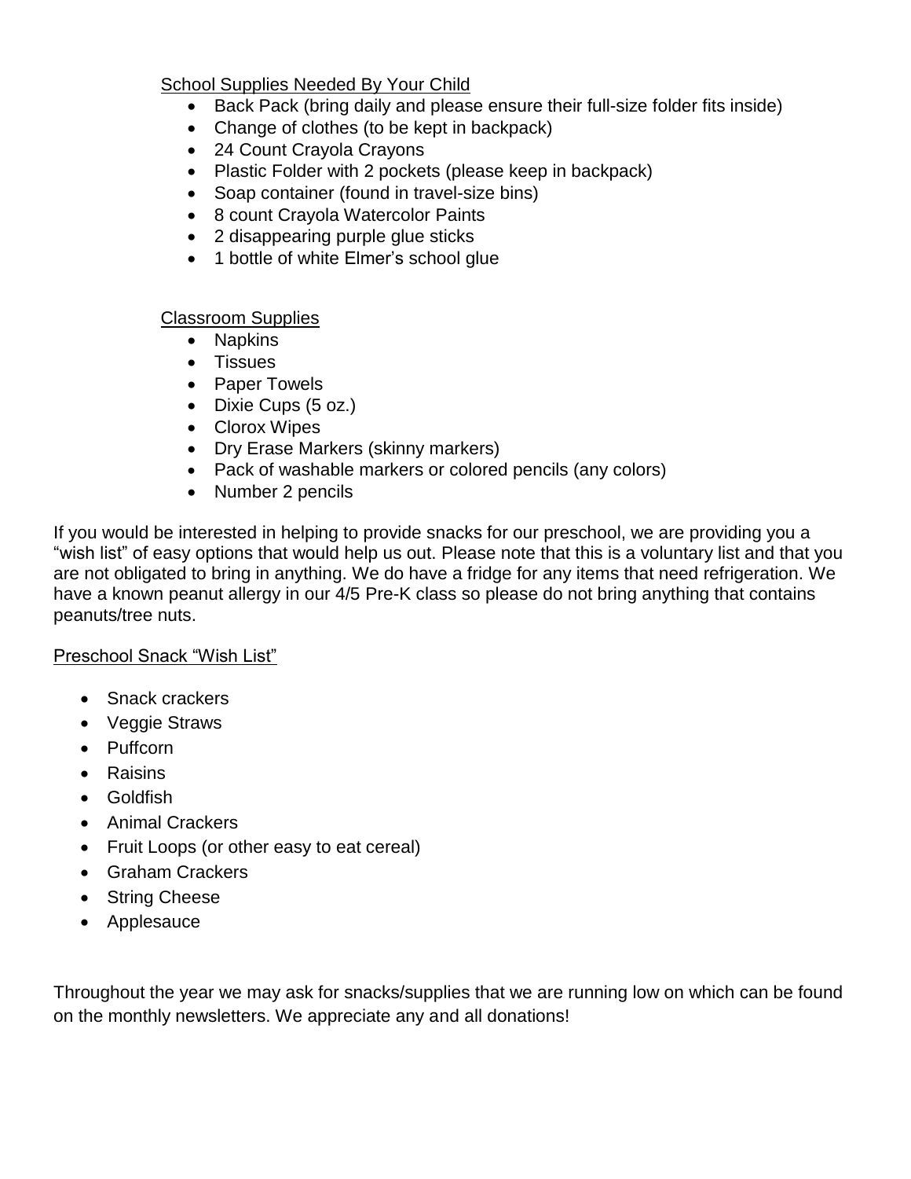<u>School Supplies Needed By Your Child</u>

- Back Pack (bring daily and please ensure their full-size folder fits inside)
- Change of clothes (to be kept in backpack)
- 24 Count Crayola Crayons
- Plastic Folder with 2 pockets (please keep in backpack)
- Soap container (found in travel-size bins)
- 8 count Crayola Watercolor Paints
- 2 disappearing purple glue sticks
- 1 bottle of white Elmer's school glue

<u>Classroom Supplies</u>

- Napkins
- Tissues
- Paper Towels
- Dixie Cups (5 oz.)
- Clorox Wipes
- Dry Erase Markers (skinny markers)
- Pack of washable markers or colored pencils (any colors)
- Number 2 pencils

If you would be interested in helping to provide snacks for our preschool, we are providing you a "wish list" of easy options that would help us out. Please note that this is a voluntary list and that you are not obligated to bring in anything. We do have a fridge for any items that need refrigeration. We have a known peanut allergy in our 4/5 Pre-K class so please do not bring anything that contains peanuts/tree nuts.

<u>Preschool Snack "Wish List"</u>

- Snack crackers
- Veggie Straws
- Puffcorn
- Raisins
- Goldfish
- Animal Crackers
- Fruit Loops (or other easy to eat cereal)
- Graham Crackers
- String Cheese
- Applesauce

Throughout the year we may ask for snacks/supplies that we are running low on which can be found on the monthly newsletters. We appreciate any and all donations!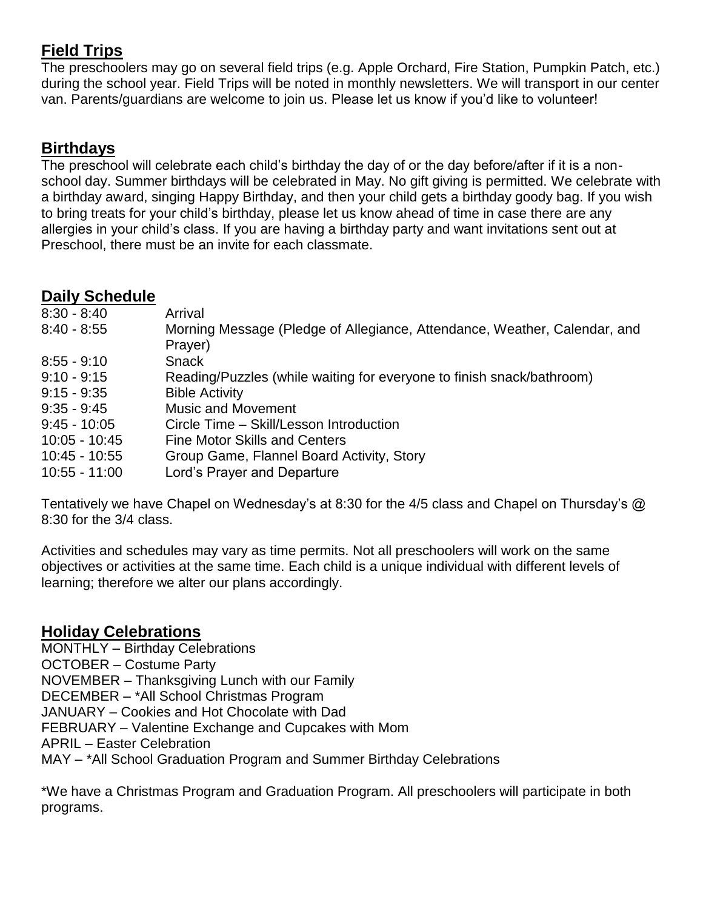## Field Trips

The preschoolers may go on several field trips (e.g. Apple Orchard, Fire Station, Pumpkin Patch, etc.) during the school year. Field Trips will be noted in monthly newsletters. We will transport in our center van. Parents/guardians are welcome to join us. Please let us know if you'd like to volunteer!

## Birthdays

The preschool will celebrate each child's birthday the day of or the day before/after if it is a non-school day. Summer birthdays will be celebrated in May. No gift giving is permitted. We celebrate with a birthday award, singing Happy Birthday, and then your child gets a birthday goody bag. If you wish to bring treats for your child's birthday, please let us know ahead of time in case there are any allergies in your child's class. If you are having a birthday party and want invitations sent out at Preschool, there must be an invite for each classmate.

## Daily Schedule

| | |
|---|---|
| 8:30 - 8:40 | Arrival |
| 8:40 - 8:55 | Morning Message (Pledge of Allegiance, Attendance, Weather, Calendar, and Prayer) |
| 8:55 - 9:10 | Snack |
| 9:10 - 9:15 | Reading/Puzzles (while waiting for everyone to finish snack/bathroom) |
| 9:15 - 9:35 | Bible Activity |
| 9:35 - 9:45 | Music and Movement |
| 9:45 - 10:05 | Circle Time – Skill/Lesson Introduction |
| 10:05 - 10:45 | Fine Motor Skills and Centers |
| 10:45 - 10:55 | Group Game, Flannel Board Activity, Story |
| 10:55 - 11:00 | Lord's Prayer and Departure |

Tentatively we have Chapel on Wednesday's at 8:30 for the 4/5 class and Chapel on Thursday's @ 8:30 for the 3/4 class.

Activities and schedules may vary as time permits. Not all preschoolers will work on the same objectives or activities at the same time. Each child is a unique individual with different levels of learning; therefore we alter our plans accordingly.

## Holiday Celebrations

MONTHLY – Birthday Celebrations
OCTOBER – Costume Party
NOVEMBER – Thanksgiving Lunch with our Family
DECEMBER – *All School Christmas Program
JANUARY – Cookies and Hot Chocolate with Dad
FEBRUARY – Valentine Exchange and Cupcakes with Mom
APRIL – Easter Celebration
MAY – *All School Graduation Program and Summer Birthday Celebrations

*We have a Christmas Program and Graduation Program. All preschoolers will participate in both programs.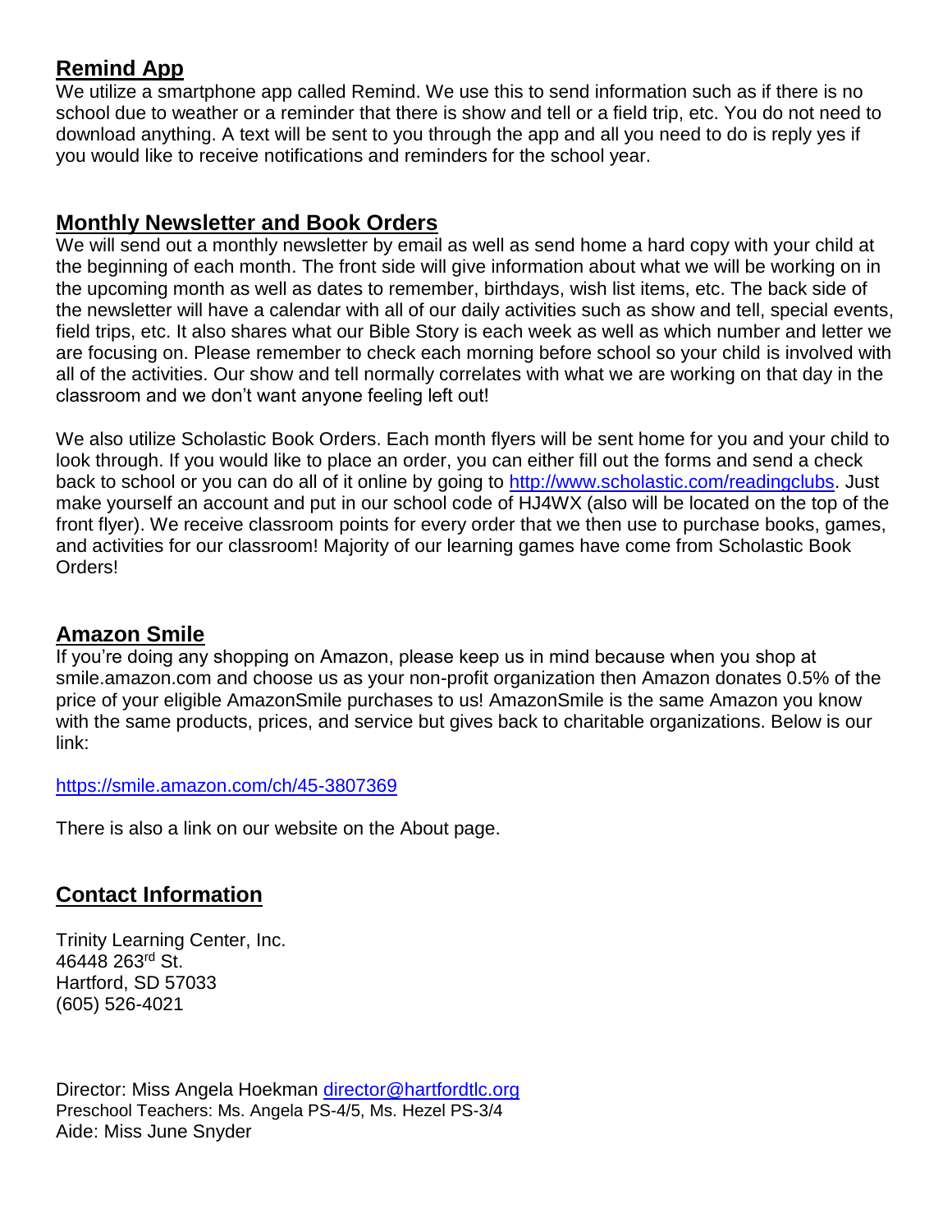## Remind App

We utilize a smartphone app called Remind. We use this to send information such as if there is no school due to weather or a reminder that there is show and tell or a field trip, etc. You do not need to download anything. A text will be sent to you through the app and all you need to do is reply yes if you would like to receive notifications and reminders for the school year.

## Monthly Newsletter and Book Orders

We will send out a monthly newsletter by email as well as send home a hard copy with your child at the beginning of each month. The front side will give information about what we will be working on in the upcoming month as well as dates to remember, birthdays, wish list items, etc. The back side of the newsletter will have a calendar with all of our daily activities such as show and tell, special events, field trips, etc. It also shares what our Bible Story is each week as well as which number and letter we are focusing on. Please remember to check each morning before school so your child is involved with all of the activities. Our show and tell normally correlates with what we are working on that day in the classroom and we don't want anyone feeling left out!

We also utilize Scholastic Book Orders. Each month flyers will be sent home for you and your child to look through. If you would like to place an order, you can either fill out the forms and send a check back to school or you can do all of it online by going to [http://www.scholastic.com/readingclubs](http://www.scholastic.com/readingclubs). Just make yourself an account and put in our school code of HJ4WX (also will be located on the top of the front flyer). We receive classroom points for every order that we then use to purchase books, games, and activities for our classroom! Majority of our learning games have come from Scholastic Book Orders!

## Amazon Smile

If you're doing any shopping on Amazon, please keep us in mind because when you shop at smile.amazon.com and choose us as your non-profit organization then Amazon donates 0.5% of the price of your eligible AmazonSmile purchases to us! AmazonSmile is the same Amazon you know with the same products, prices, and service but gives back to charitable organizations. Below is our link:

[https://smile.amazon.com/ch/45-3807369](https://smile.amazon.com/ch/45-3807369)

There is also a link on our website on the About page.

## Contact Information

Trinity Learning Center, Inc.
46448 263rd St.
Hartford, SD 57033
(605) 526-4021

Director: Miss Angela Hoekman [director@hartfordtlc.org](mailto:director@hartfordtlc.org)
Preschool Teachers: Ms. Angela PS-4/5, Ms. Hezel PS-3/4
Aide: Miss June Snyder